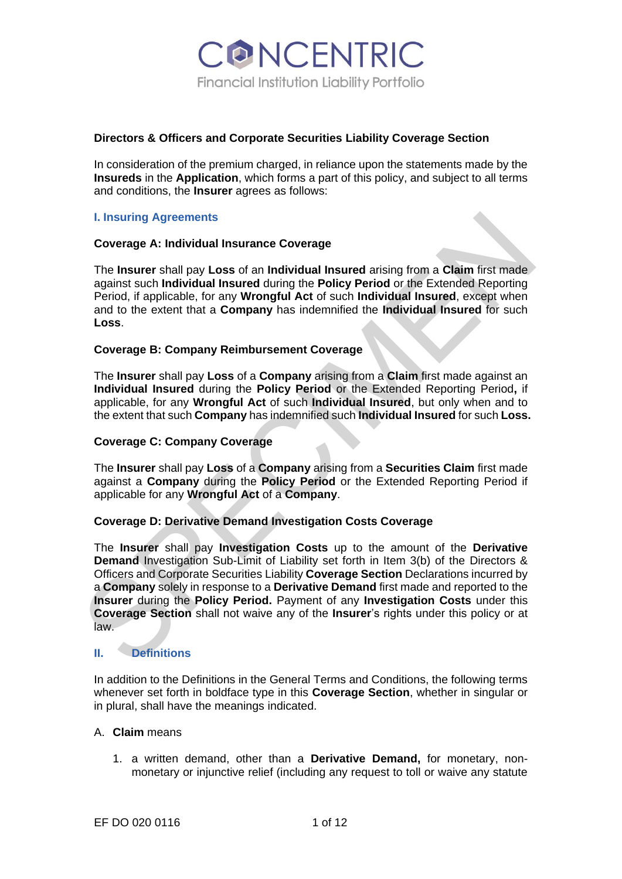# CONCENTRIC

Financial Institution Liability Portfolio

## Directors & Officers and Corporate Securities Liability Coverage Section

In consideration of the premium charged, in reliance upon the statements made by the **Insureds** in the **Application**, which forms a part of this policy, and subject to all terms and conditions, the **Insurer** agrees as follows:

### I. Insuring Agreements

**Coverage A: Individual Insurance Coverage**

The **Insurer** shall pay **Loss** of an **Individual Insured** arising from a **Claim** first made against such **Individual Insured** during the **Policy Period** or the Extended Reporting Period, if applicable, for any **Wrongful Act** of such **Individual Insured**, except when and to the extent that a **Company** has indemnified the **Individual Insured** for such **Loss**.

**Coverage B: Company Reimbursement Coverage**

The **Insurer** shall pay **Loss** of a **Company** arising from a **Claim** first made against an **Individual Insured** during the **Policy Period** or the Extended Reporting Period**,** if applicable, for any **Wrongful Act** of such **Individual Insured**, but only when and to the extent that such **Company** has indemnified such **Individual Insured** for such **Loss.**

**Coverage C: Company Coverage**

The **Insurer** shall pay **Loss** of a **Company** arising from a **Securities Claim** first made against a **Company** during the **Policy Period** or the Extended Reporting Period if applicable for any **Wrongful Act** of a **Company**.

**Coverage D: Derivative Demand Investigation Costs Coverage**

The **Insurer** shall pay **Investigation Costs** up to the amount of the **Derivative Demand** Investigation Sub-Limit of Liability set forth in Item 3(b) of the Directors & Officers and Corporate Securities Liability **Coverage Section** Declarations incurred by a **Company** solely in response to a **Derivative Demand** first made and reported to the **Insurer** during the **Policy Period.** Payment of any **Investigation Costs** under this **Coverage Section** shall not waive any of the **Insurer**'s rights under this policy or at law.

### II. Definitions

In addition to the Definitions in the General Terms and Conditions, the following terms whenever set forth in boldface type in this **Coverage Section**, whether in singular or in plural, shall have the meanings indicated.

A. **Claim** means

1. a written demand, other than a **Derivative Demand,** for monetary, non-monetary or injunctive relief (including any request to toll or waive any statute

EF DO 020 0116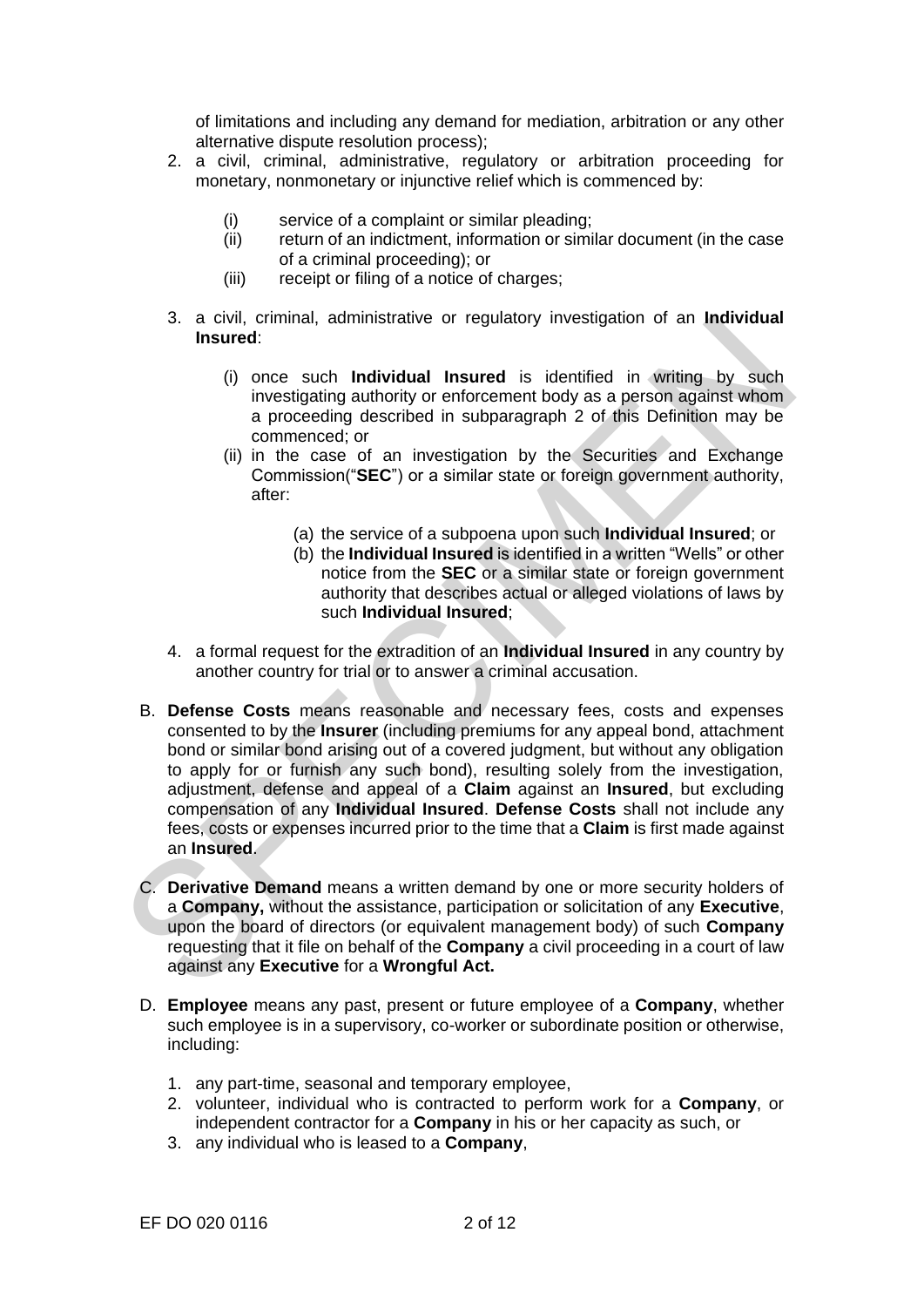of limitations and including any demand for mediation, arbitration or any other alternative dispute resolution process);

2. a civil, criminal, administrative, regulatory or arbitration proceeding for monetary, nonmonetary or injunctive relief which is commenced by:

   (i) service of a complaint or similar pleading;
   (ii) return of an indictment, information or similar document (in the case of a criminal proceeding); or
   (iii) receipt or filing of a notice of charges;

3. a civil, criminal, administrative or regulatory investigation of an **Individual Insured**:

   (i) once such **Individual Insured** is identified in writing by such investigating authority or enforcement body as a person against whom a proceeding described in subparagraph 2 of this Definition may be commenced; or
   (ii) in the case of an investigation by the Securities and Exchange Commission("**SEC**") or a similar state or foreign government authority, after:

      (a) the service of a subpoena upon such **Individual Insured**; or
      (b) the **Individual Insured** is identified in a written "Wells" or other notice from the **SEC** or a similar state or foreign government authority that describes actual or alleged violations of laws by such **Individual Insured**;

4. a formal request for the extradition of an **Individual Insured** in any country by another country for trial or to answer a criminal accusation.

B. **Defense Costs** means reasonable and necessary fees, costs and expenses consented to by the **Insurer** (including premiums for any appeal bond, attachment bond or similar bond arising out of a covered judgment, but without any obligation to apply for or furnish any such bond), resulting solely from the investigation, adjustment, defense and appeal of a **Claim** against an **Insured**, but excluding compensation of any **Individual Insured**. **Defense Costs** shall not include any fees, costs or expenses incurred prior to the time that a **Claim** is first made against an **Insured**.

C. **Derivative Demand** means a written demand by one or more security holders of a **Company,** without the assistance, participation or solicitation of any **Executive**, upon the board of directors (or equivalent management body) of such **Company** requesting that it file on behalf of the **Company** a civil proceeding in a court of law against any **Executive** for a **Wrongful Act.**

D. **Employee** means any past, present or future employee of a **Company**, whether such employee is in a supervisory, co-worker or subordinate position or otherwise, including:

   1. any part-time, seasonal and temporary employee,
   2. volunteer, individual who is contracted to perform work for a **Company**, or independent contractor for a **Company** in his or her capacity as such, or
   3. any individual who is leased to a **Company**,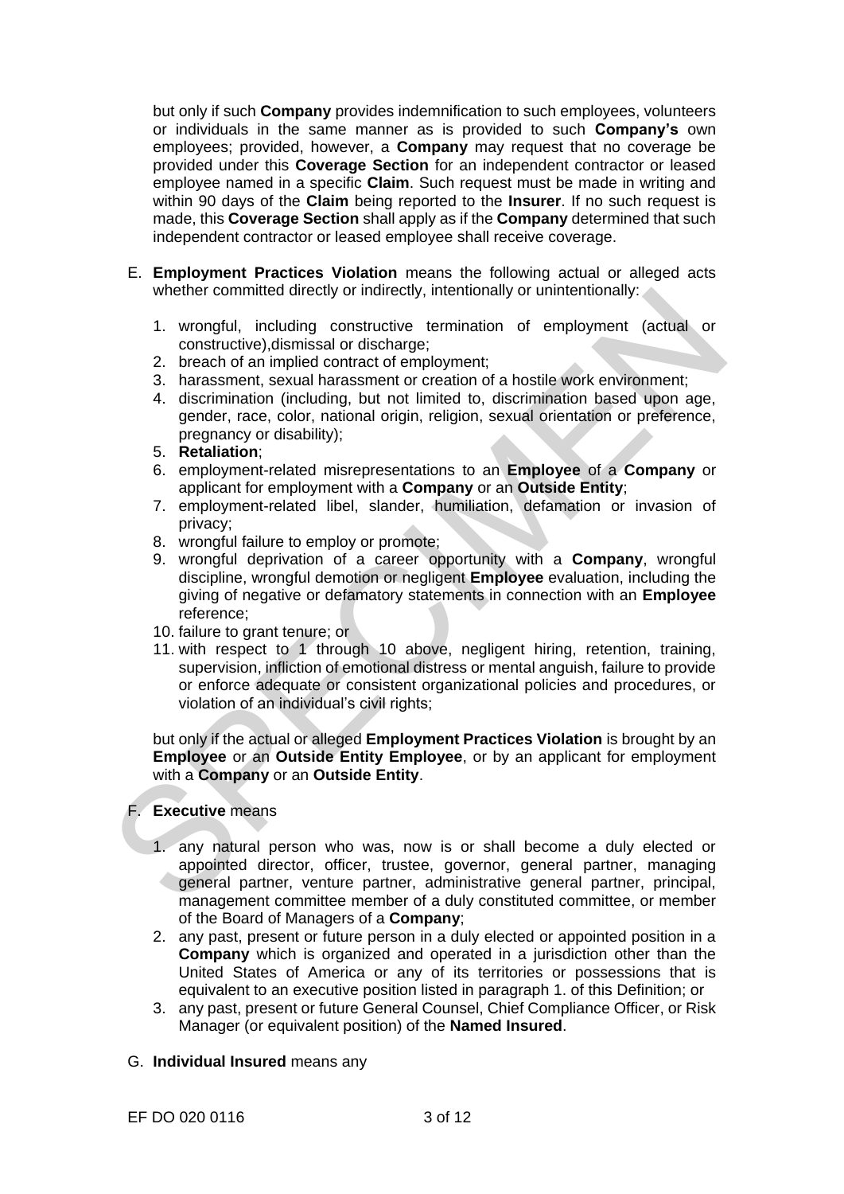but only if such **Company** provides indemnification to such employees, volunteers or individuals in the same manner as is provided to such **Company's** own employees; provided, however, a **Company** may request that no coverage be provided under this **Coverage Section** for an independent contractor or leased employee named in a specific **Claim**. Such request must be made in writing and within 90 days of the **Claim** being reported to the **Insurer**. If no such request is made, this **Coverage Section** shall apply as if the **Company** determined that such independent contractor or leased employee shall receive coverage.

E. **Employment Practices Violation** means the following actual or alleged acts whether committed directly or indirectly, intentionally or unintentionally:

1. wrongful, including constructive termination of employment (actual or constructive),dismissal or discharge;
2. breach of an implied contract of employment;
3. harassment, sexual harassment or creation of a hostile work environment;
4. discrimination (including, but not limited to, discrimination based upon age, gender, race, color, national origin, religion, sexual orientation or preference, pregnancy or disability);
5. **Retaliation**;
6. employment-related misrepresentations to an **Employee** of a **Company** or applicant for employment with a **Company** or an **Outside Entity**;
7. employment-related libel, slander, humiliation, defamation or invasion of privacy;
8. wrongful failure to employ or promote;
9. wrongful deprivation of a career opportunity with a **Company**, wrongful discipline, wrongful demotion or negligent **Employee** evaluation, including the giving of negative or defamatory statements in connection with an **Employee** reference;
10. failure to grant tenure; or
11. with respect to 1 through 10 above, negligent hiring, retention, training, supervision, infliction of emotional distress or mental anguish, failure to provide or enforce adequate or consistent organizational policies and procedures, or violation of an individual's civil rights;

but only if the actual or alleged **Employment Practices Violation** is brought by an **Employee** or an **Outside Entity Employee**, or by an applicant for employment with a **Company** or an **Outside Entity**.

F. **Executive** means

1. any natural person who was, now is or shall become a duly elected or appointed director, officer, trustee, governor, general partner, managing general partner, venture partner, administrative general partner, principal, management committee member of a duly constituted committee, or member of the Board of Managers of a **Company**;
2. any past, present or future person in a duly elected or appointed position in a **Company** which is organized and operated in a jurisdiction other than the United States of America or any of its territories or possessions that is equivalent to an executive position listed in paragraph 1. of this Definition; or
3. any past, present or future General Counsel, Chief Compliance Officer, or Risk Manager (or equivalent position) of the **Named Insured**.

G. **Individual Insured** means any

EF DO 020 0116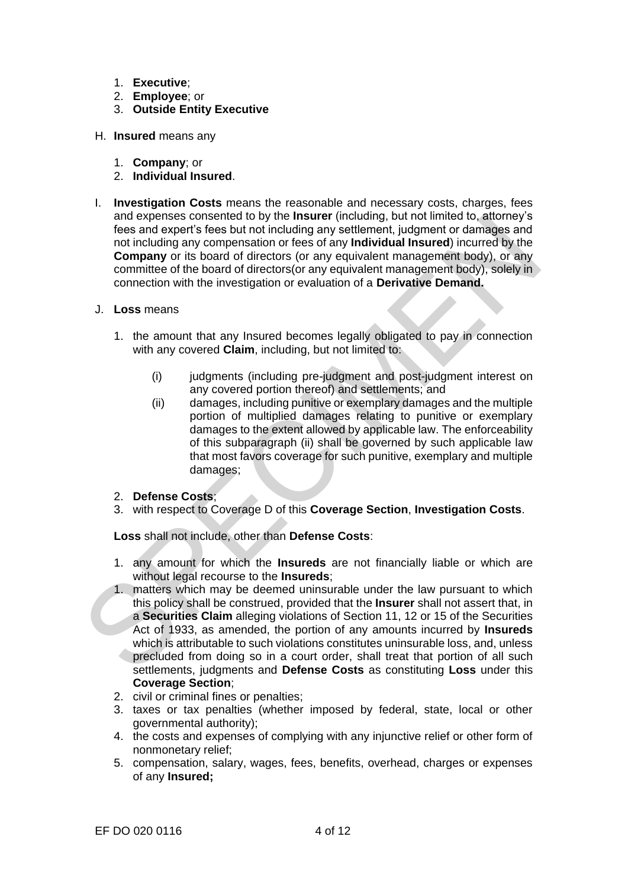1. **Executive**;
2. **Employee**; or
3. **Outside Entity Executive**

H. **Insured** means any

1. **Company**; or
2. **Individual Insured**.

I. **Investigation Costs** means the reasonable and necessary costs, charges, fees and expenses consented to by the **Insurer** (including, but not limited to, attorney's fees and expert's fees but not including any settlement, judgment or damages and not including any compensation or fees of any **Individual Insured**) incurred by the **Company** or its board of directors (or any equivalent management body), or any committee of the board of directors(or any equivalent management body), solely in connection with the investigation or evaluation of a **Derivative Demand.**

J. **Loss** means

1. the amount that any Insured becomes legally obligated to pay in connection with any covered **Claim**, including, but not limited to:

   (i) judgments (including pre-judgment and post-judgment interest on any covered portion thereof) and settlements; and

   (ii) damages, including punitive or exemplary damages and the multiple portion of multiplied damages relating to punitive or exemplary damages to the extent allowed by applicable law. The enforceability of this subparagraph (ii) shall be governed by such applicable law that most favors coverage for such punitive, exemplary and multiple damages;

2. **Defense Costs**;
3. with respect to Coverage D of this **Coverage Section**, **Investigation Costs**.

**Loss** shall not include, other than **Defense Costs**:

1. any amount for which the **Insureds** are not financially liable or which are without legal recourse to the **Insureds**;
1. matters which may be deemed uninsurable under the law pursuant to which this policy shall be construed, provided that the **Insurer** shall not assert that, in a **Securities Claim** alleging violations of Section 11, 12 or 15 of the Securities Act of 1933, as amended, the portion of any amounts incurred by **Insureds** which is attributable to such violations constitutes uninsurable loss, and, unless precluded from doing so in a court order, shall treat that portion of all such settlements, judgments and **Defense Costs** as constituting **Loss** under this **Coverage Section**;
2. civil or criminal fines or penalties;
3. taxes or tax penalties (whether imposed by federal, state, local or other governmental authority);
4. the costs and expenses of complying with any injunctive relief or other form of nonmonetary relief;
5. compensation, salary, wages, fees, benefits, overhead, charges or expenses of any **Insured;**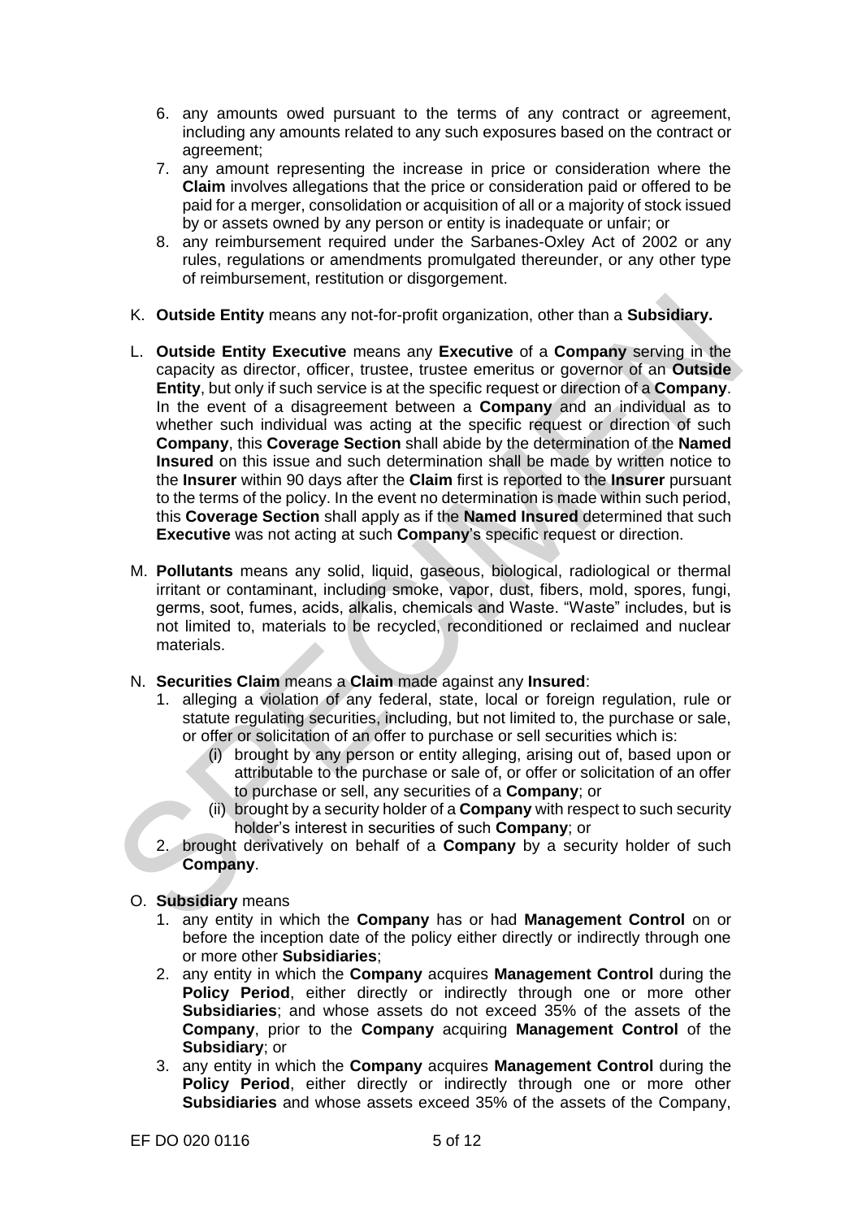6. any amounts owed pursuant to the terms of any contract or agreement, including any amounts related to any such exposures based on the contract or agreement;
7. any amount representing the increase in price or consideration where the **Claim** involves allegations that the price or consideration paid or offered to be paid for a merger, consolidation or acquisition of all or a majority of stock issued by or assets owned by any person or entity is inadequate or unfair; or
8. any reimbursement required under the Sarbanes-Oxley Act of 2002 or any rules, regulations or amendments promulgated thereunder, or any other type of reimbursement, restitution or disgorgement.

K. **Outside Entity** means any not-for-profit organization, other than a **Subsidiary.**

L. **Outside Entity Executive** means any **Executive** of a **Company** serving in the capacity as director, officer, trustee, trustee emeritus or governor of an **Outside Entity**, but only if such service is at the specific request or direction of a **Company**. In the event of a disagreement between a **Company** and an individual as to whether such individual was acting at the specific request or direction of such **Company**, this **Coverage Section** shall abide by the determination of the **Named Insured** on this issue and such determination shall be made by written notice to the **Insurer** within 90 days after the **Claim** first is reported to the **Insurer** pursuant to the terms of the policy. In the event no determination is made within such period, this **Coverage Section** shall apply as if the **Named Insured** determined that such **Executive** was not acting at such **Company**'s specific request or direction.

M. **Pollutants** means any solid, liquid, gaseous, biological, radiological or thermal irritant or contaminant, including smoke, vapor, dust, fibers, mold, spores, fungi, germs, soot, fumes, acids, alkalis, chemicals and Waste. "Waste" includes, but is not limited to, materials to be recycled, reconditioned or reclaimed and nuclear materials.

N. **Securities Claim** means a **Claim** made against any **Insured**:
1. alleging a violation of any federal, state, local or foreign regulation, rule or statute regulating securities, including, but not limited to, the purchase or sale, or offer or solicitation of an offer to purchase or sell securities which is:
   (i) brought by any person or entity alleging, arising out of, based upon or attributable to the purchase or sale of, or offer or solicitation of an offer to purchase or sell, any securities of a **Company**; or
   (ii) brought by a security holder of a **Company** with respect to such security holder's interest in securities of such **Company**; or
2. brought derivatively on behalf of a **Company** by a security holder of such **Company**.

O. **Subsidiary** means
1. any entity in which the **Company** has or had **Management Control** on or before the inception date of the policy either directly or indirectly through one or more other **Subsidiaries**;
2. any entity in which the **Company** acquires **Management Control** during the **Policy Period**, either directly or indirectly through one or more other **Subsidiaries**; and whose assets do not exceed 35% of the assets of the **Company**, prior to the **Company** acquiring **Management Control** of the **Subsidiary**; or
3. any entity in which the **Company** acquires **Management Control** during the **Policy Period**, either directly or indirectly through one or more other **Subsidiaries** and whose assets exceed 35% of the assets of the Company,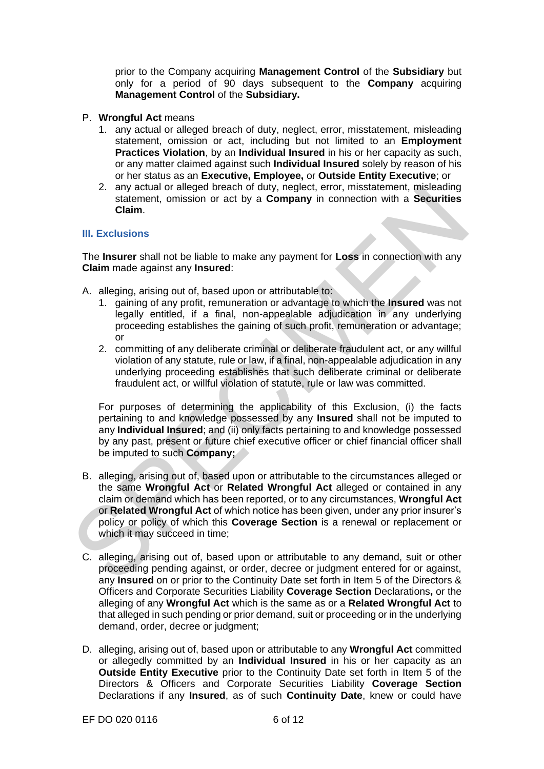prior to the Company acquiring **Management Control** of the **Subsidiary** but only for a period of 90 days subsequent to the **Company** acquiring **Management Control** of the **Subsidiary.**

P. **Wrongful Act** means

1. any actual or alleged breach of duty, neglect, error, misstatement, misleading statement, omission or act, including but not limited to an **Employment Practices Violation**, by an **Individual Insured** in his or her capacity as such, or any matter claimed against such **Individual Insured** solely by reason of his or her status as an **Executive, Employee,** or **Outside Entity Executive**; or
2. any actual or alleged breach of duty, neglect, error, misstatement, misleading statement, omission or act by a **Company** in connection with a **Securities Claim**.

### III. Exclusions

The **Insurer** shall not be liable to make any payment for **Loss** in connection with any **Claim** made against any **Insured**:

A. alleging, arising out of, based upon or attributable to:

1. gaining of any profit, remuneration or advantage to which the **Insured** was not legally entitled, if a final, non-appealable adjudication in any underlying proceeding establishes the gaining of such profit, remuneration or advantage; or
2. committing of any deliberate criminal or deliberate fraudulent act, or any willful violation of any statute, rule or law, if a final, non-appealable adjudication in any underlying proceeding establishes that such deliberate criminal or deliberate fraudulent act, or willful violation of statute, rule or law was committed.

For purposes of determining the applicability of this Exclusion, (i) the facts pertaining to and knowledge possessed by any **Insured** shall not be imputed to any **Individual Insured**; and (ii) only facts pertaining to and knowledge possessed by any past, present or future chief executive officer or chief financial officer shall be imputed to such **Company;**

B. alleging, arising out of, based upon or attributable to the circumstances alleged or the same **Wrongful Act** or **Related Wrongful Act** alleged or contained in any claim or demand which has been reported, or to any circumstances, **Wrongful Act** or **Related Wrongful Act** of which notice has been given, under any prior insurer's policy or policy of which this **Coverage Section** is a renewal or replacement or which it may succeed in time;

C. alleging, arising out of, based upon or attributable to any demand, suit or other proceeding pending against, or order, decree or judgment entered for or against, any **Insured** on or prior to the Continuity Date set forth in Item 5 of the Directors & Officers and Corporate Securities Liability **Coverage Section** Declarations**,** or the alleging of any **Wrongful Act** which is the same as or a **Related Wrongful Act** to that alleged in such pending or prior demand, suit or proceeding or in the underlying demand, order, decree or judgment;

D. alleging, arising out of, based upon or attributable to any **Wrongful Act** committed or allegedly committed by an **Individual Insured** in his or her capacity as an **Outside Entity Executive** prior to the Continuity Date set forth in Item 5 of the Directors & Officers and Corporate Securities Liability **Coverage Section** Declarations if any **Insured**, as of such **Continuity Date**, knew or could have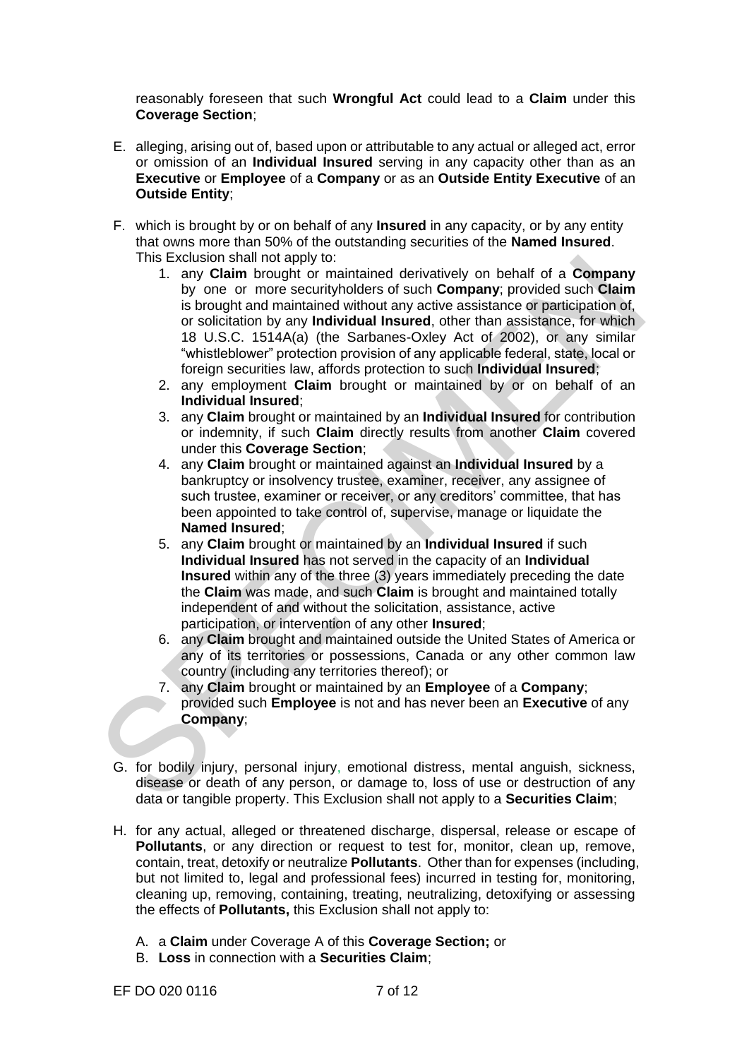reasonably foreseen that such **Wrongful Act** could lead to a **Claim** under this **Coverage Section**;

E. alleging, arising out of, based upon or attributable to any actual or alleged act, error or omission of an **Individual Insured** serving in any capacity other than as an **Executive** or **Employee** of a **Company** or as an **Outside Entity Executive** of an **Outside Entity**;

F. which is brought by or on behalf of any **Insured** in any capacity, or by any entity that owns more than 50% of the outstanding securities of the **Named Insured**. This Exclusion shall not apply to:

   1. any **Claim** brought or maintained derivatively on behalf of a **Company** by one or more securityholders of such **Company**; provided such **Claim** is brought and maintained without any active assistance or participation of, or solicitation by any **Individual Insured**, other than assistance, for which 18 U.S.C. 1514A(a) (the Sarbanes-Oxley Act of 2002), or any similar "whistleblower" protection provision of any applicable federal, state, local or foreign securities law, affords protection to such **Individual Insured**;
   2. any employment **Claim** brought or maintained by or on behalf of an **Individual Insured**;
   3. any **Claim** brought or maintained by an **Individual Insured** for contribution or indemnity, if such **Claim** directly results from another **Claim** covered under this **Coverage Section**;
   4. any **Claim** brought or maintained against an **Individual Insured** by a bankruptcy or insolvency trustee, examiner, receiver, any assignee of such trustee, examiner or receiver, or any creditors' committee, that has been appointed to take control of, supervise, manage or liquidate the **Named Insured**;
   5. any **Claim** brought or maintained by an **Individual Insured** if such **Individual Insured** has not served in the capacity of an **Individual Insured** within any of the three (3) years immediately preceding the date the **Claim** was made, and such **Claim** is brought and maintained totally independent of and without the solicitation, assistance, active participation, or intervention of any other **Insured**;
   6. any **Claim** brought and maintained outside the United States of America or any of its territories or possessions, Canada or any other common law country (including any territories thereof); or
   7. any **Claim** brought or maintained by an **Employee** of a **Company**; provided such **Employee** is not and has never been an **Executive** of any **Company**;

G. for bodily injury, personal injury, emotional distress, mental anguish, sickness, disease or death of any person, or damage to, loss of use or destruction of any data or tangible property. This Exclusion shall not apply to a **Securities Claim**;

H. for any actual, alleged or threatened discharge, dispersal, release or escape of **Pollutants**, or any direction or request to test for, monitor, clean up, remove, contain, treat, detoxify or neutralize **Pollutants**. Other than for expenses (including, but not limited to, legal and professional fees) incurred in testing for, monitoring, cleaning up, removing, containing, treating, neutralizing, detoxifying or assessing the effects of **Pollutants,** this Exclusion shall not apply to:

   A. a **Claim** under Coverage A of this **Coverage Section;** or
   B. **Loss** in connection with a **Securities Claim**;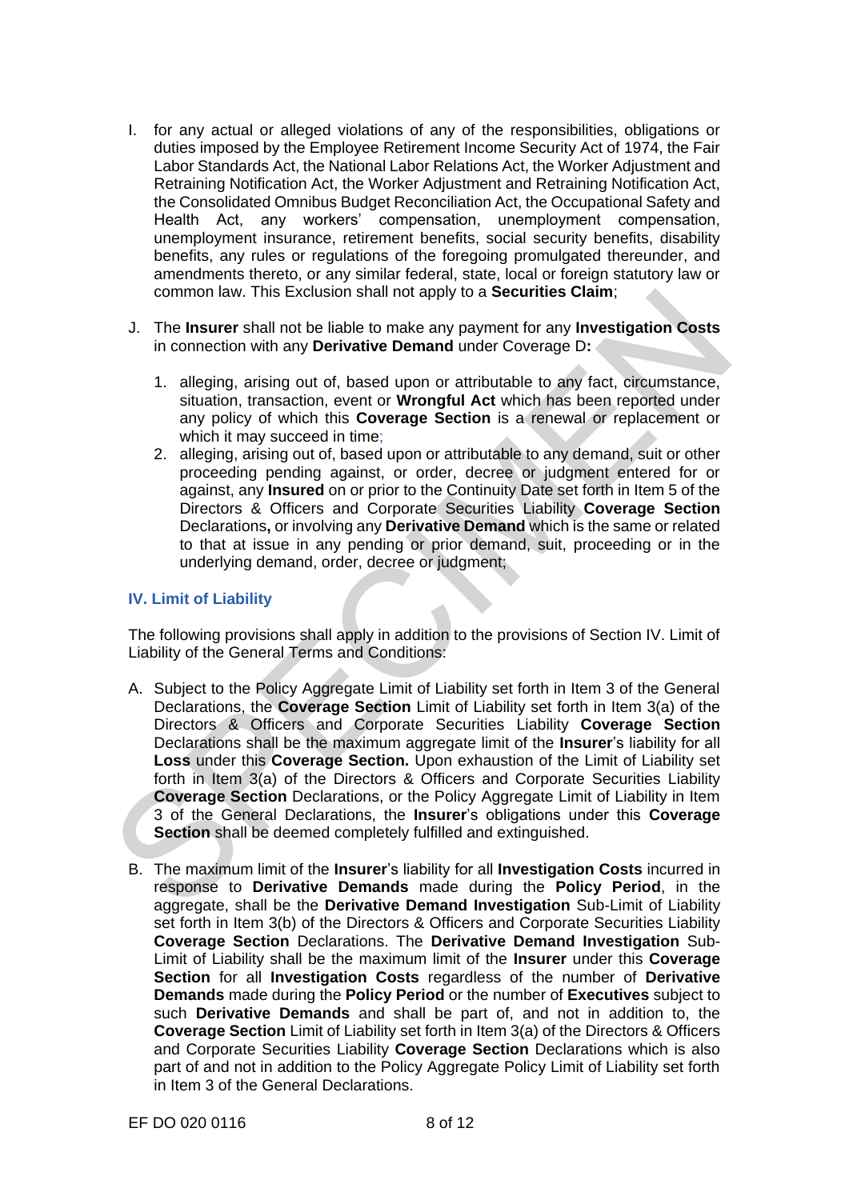I. for any actual or alleged violations of any of the responsibilities, obligations or duties imposed by the Employee Retirement Income Security Act of 1974, the Fair Labor Standards Act, the National Labor Relations Act, the Worker Adjustment and Retraining Notification Act, the Worker Adjustment and Retraining Notification Act, the Consolidated Omnibus Budget Reconciliation Act, the Occupational Safety and Health Act, any workers' compensation, unemployment compensation, unemployment insurance, retirement benefits, social security benefits, disability benefits, any rules or regulations of the foregoing promulgated thereunder, and amendments thereto, or any similar federal, state, local or foreign statutory law or common law. This Exclusion shall not apply to a **Securities Claim**;

J. The **Insurer** shall not be liable to make any payment for any **Investigation Costs** in connection with any **Derivative Demand** under Coverage D**:**

   1. alleging, arising out of, based upon or attributable to any fact, circumstance, situation, transaction, event or **Wrongful Act** which has been reported under any policy of which this **Coverage Section** is a renewal or replacement or which it may succeed in time;
   2. alleging, arising out of, based upon or attributable to any demand, suit or other proceeding pending against, or order, decree or judgment entered for or against, any **Insured** on or prior to the Continuity Date set forth in Item 5 of the Directors & Officers and Corporate Securities Liability **Coverage Section** Declarations**,** or involving any **Derivative Demand** which is the same or related to that at issue in any pending or prior demand, suit, proceeding or in the underlying demand, order, decree or judgment;

### IV. Limit of Liability

The following provisions shall apply in addition to the provisions of Section IV. Limit of Liability of the General Terms and Conditions:

A. Subject to the Policy Aggregate Limit of Liability set forth in Item 3 of the General Declarations, the **Coverage Section** Limit of Liability set forth in Item 3(a) of the Directors & Officers and Corporate Securities Liability **Coverage Section** Declarations shall be the maximum aggregate limit of the **Insurer**'s liability for all **Loss** under this **Coverage Section.** Upon exhaustion of the Limit of Liability set forth in Item 3(a) of the Directors & Officers and Corporate Securities Liability **Coverage Section** Declarations, or the Policy Aggregate Limit of Liability in Item 3 of the General Declarations, the **Insurer**'s obligations under this **Coverage Section** shall be deemed completely fulfilled and extinguished.

B. The maximum limit of the **Insurer**'s liability for all **Investigation Costs** incurred in response to **Derivative Demands** made during the **Policy Period**, in the aggregate, shall be the **Derivative Demand Investigation** Sub-Limit of Liability set forth in Item 3(b) of the Directors & Officers and Corporate Securities Liability **Coverage Section** Declarations. The **Derivative Demand Investigation** Sub-Limit of Liability shall be the maximum limit of the **Insurer** under this **Coverage Section** for all **Investigation Costs** regardless of the number of **Derivative Demands** made during the **Policy Period** or the number of **Executives** subject to such **Derivative Demands** and shall be part of, and not in addition to, the **Coverage Section** Limit of Liability set forth in Item 3(a) of the Directors & Officers and Corporate Securities Liability **Coverage Section** Declarations which is also part of and not in addition to the Policy Aggregate Policy Limit of Liability set forth in Item 3 of the General Declarations.

EF DO 020 0116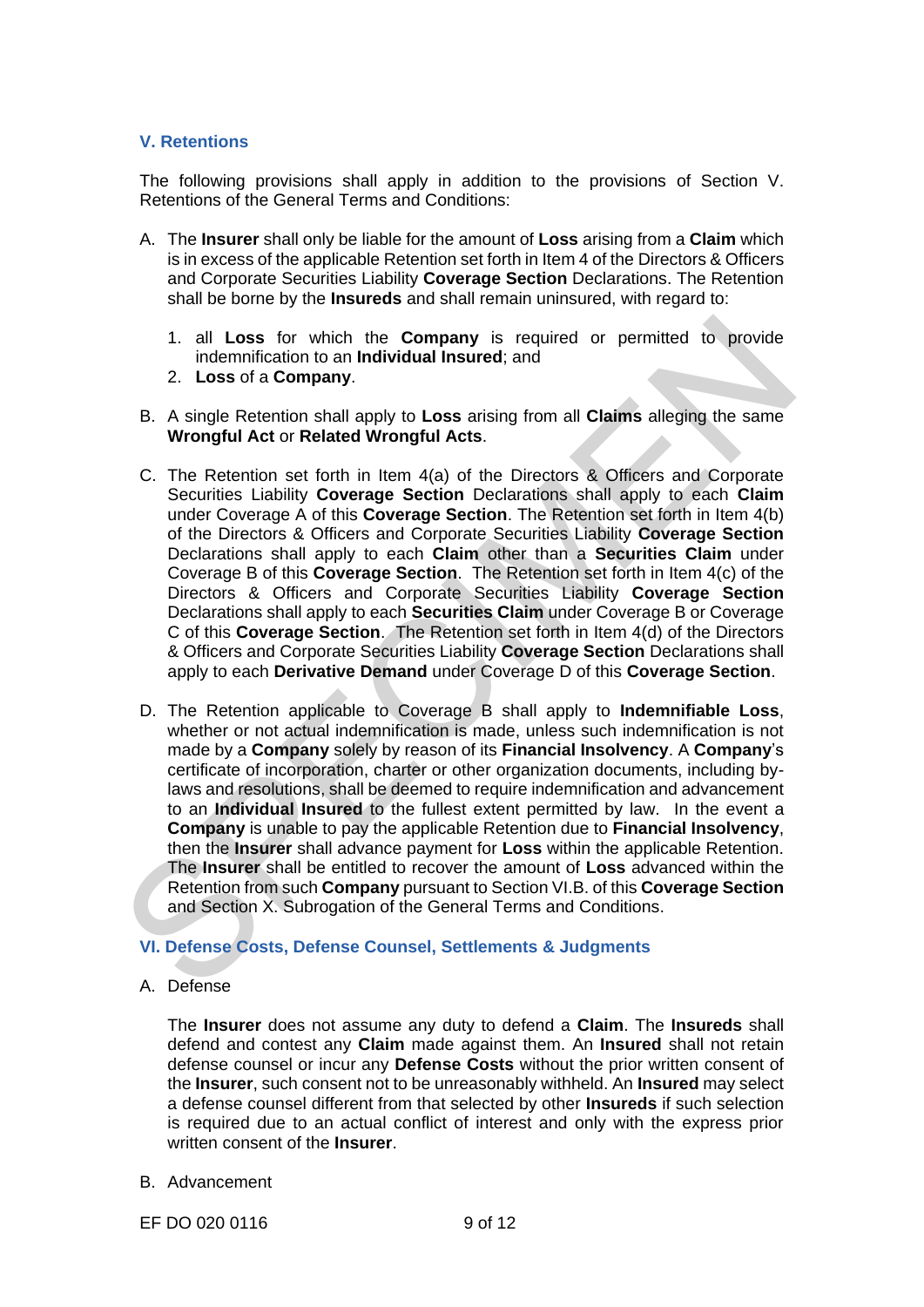## V. Retentions

The following provisions shall apply in addition to the provisions of Section V. Retentions of the General Terms and Conditions:

A. The **Insurer** shall only be liable for the amount of **Loss** arising from a **Claim** which is in excess of the applicable Retention set forth in Item 4 of the Directors & Officers and Corporate Securities Liability **Coverage Section** Declarations. The Retention shall be borne by the **Insureds** and shall remain uninsured, with regard to:

   1. all **Loss** for which the **Company** is required or permitted to provide indemnification to an **Individual Insured**; and
   2. **Loss** of a **Company**.

B. A single Retention shall apply to **Loss** arising from all **Claims** alleging the same **Wrongful Act** or **Related Wrongful Acts**.

C. The Retention set forth in Item 4(a) of the Directors & Officers and Corporate Securities Liability **Coverage Section** Declarations shall apply to each **Claim** under Coverage A of this **Coverage Section**. The Retention set forth in Item 4(b) of the Directors & Officers and Corporate Securities Liability **Coverage Section** Declarations shall apply to each **Claim** other than a **Securities Claim** under Coverage B of this **Coverage Section**. The Retention set forth in Item 4(c) of the Directors & Officers and Corporate Securities Liability **Coverage Section** Declarations shall apply to each **Securities Claim** under Coverage B or Coverage C of this **Coverage Section**. The Retention set forth in Item 4(d) of the Directors & Officers and Corporate Securities Liability **Coverage Section** Declarations shall apply to each **Derivative Demand** under Coverage D of this **Coverage Section**.

D. The Retention applicable to Coverage B shall apply to **Indemnifiable Loss**, whether or not actual indemnification is made, unless such indemnification is not made by a **Company** solely by reason of its **Financial Insolvency**. A **Company**'s certificate of incorporation, charter or other organization documents, including by-laws and resolutions, shall be deemed to require indemnification and advancement to an **Individual Insured** to the fullest extent permitted by law. In the event a **Company** is unable to pay the applicable Retention due to **Financial Insolvency**, then the **Insurer** shall advance payment for **Loss** within the applicable Retention. The **Insurer** shall be entitled to recover the amount of **Loss** advanced within the Retention from such **Company** pursuant to Section VI.B. of this **Coverage Section** and Section X. Subrogation of the General Terms and Conditions.

## VI. Defense Costs, Defense Counsel, Settlements & Judgments

A. Defense

   The **Insurer** does not assume any duty to defend a **Claim**. The **Insureds** shall defend and contest any **Claim** made against them. An **Insured** shall not retain defense counsel or incur any **Defense Costs** without the prior written consent of the **Insurer**, such consent not to be unreasonably withheld. An **Insured** may select a defense counsel different from that selected by other **Insureds** if such selection is required due to an actual conflict of interest and only with the express prior written consent of the **Insurer**.

B. Advancement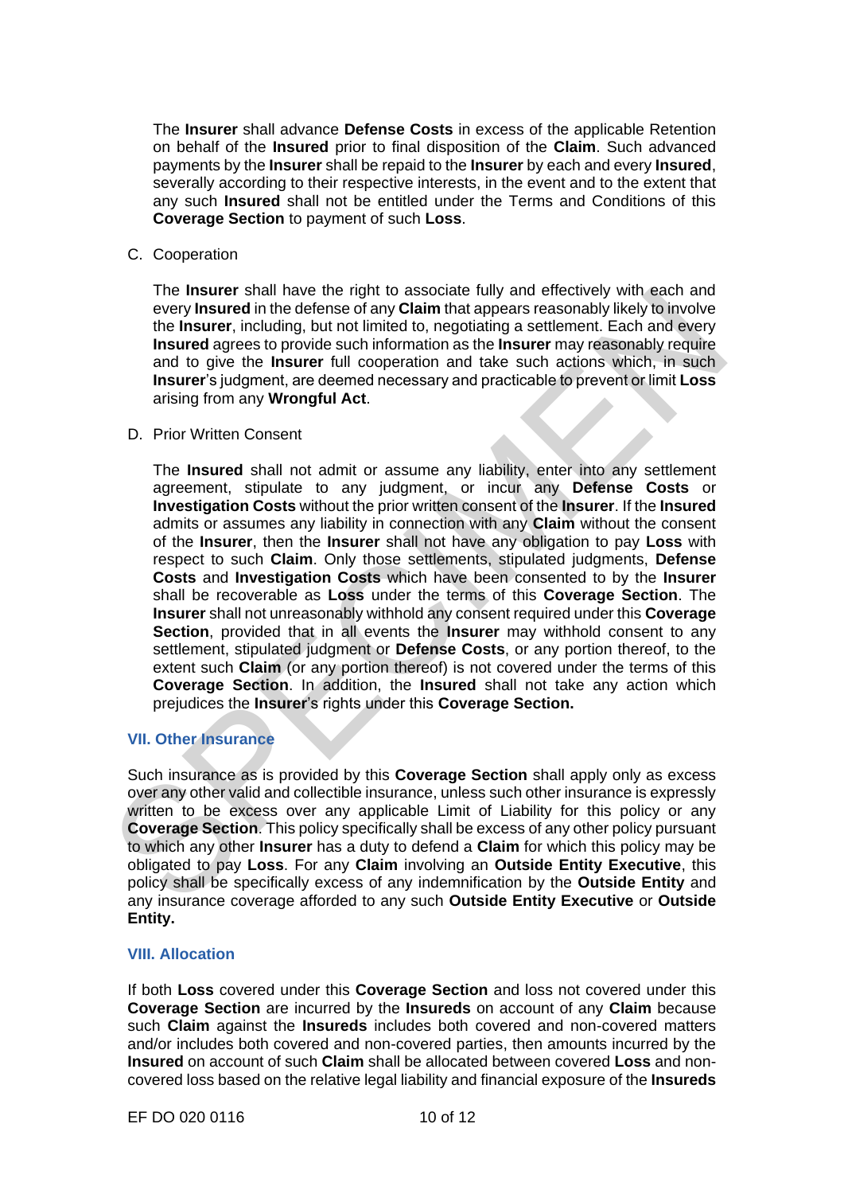The **Insurer** shall advance **Defense Costs** in excess of the applicable Retention on behalf of the **Insured** prior to final disposition of the **Claim**. Such advanced payments by the **Insurer** shall be repaid to the **Insurer** by each and every **Insured**, severally according to their respective interests, in the event and to the extent that any such **Insured** shall not be entitled under the Terms and Conditions of this **Coverage Section** to payment of such **Loss**.

C. Cooperation

The **Insurer** shall have the right to associate fully and effectively with each and every **Insured** in the defense of any **Claim** that appears reasonably likely to involve the **Insurer**, including, but not limited to, negotiating a settlement. Each and every **Insured** agrees to provide such information as the **Insurer** may reasonably require and to give the **Insurer** full cooperation and take such actions which, in such **Insurer**'s judgment, are deemed necessary and practicable to prevent or limit **Loss** arising from any **Wrongful Act**.

D. Prior Written Consent

The **Insured** shall not admit or assume any liability, enter into any settlement agreement, stipulate to any judgment, or incur any **Defense Costs** or **Investigation Costs** without the prior written consent of the **Insurer**. If the **Insured** admits or assumes any liability in connection with any **Claim** without the consent of the **Insurer**, then the **Insurer** shall not have any obligation to pay **Loss** with respect to such **Claim**. Only those settlements, stipulated judgments, **Defense Costs** and **Investigation Costs** which have been consented to by the **Insurer** shall be recoverable as **Loss** under the terms of this **Coverage Section**. The **Insurer** shall not unreasonably withhold any consent required under this **Coverage Section**, provided that in all events the **Insurer** may withhold consent to any settlement, stipulated judgment or **Defense Costs**, or any portion thereof, to the extent such **Claim** (or any portion thereof) is not covered under the terms of this **Coverage Section**. In addition, the **Insured** shall not take any action which prejudices the **Insurer**'s rights under this **Coverage Section.**

## VII. Other Insurance

Such insurance as is provided by this **Coverage Section** shall apply only as excess over any other valid and collectible insurance, unless such other insurance is expressly written to be excess over any applicable Limit of Liability for this policy or any **Coverage Section**. This policy specifically shall be excess of any other policy pursuant to which any other **Insurer** has a duty to defend a **Claim** for which this policy may be obligated to pay **Loss**. For any **Claim** involving an **Outside Entity Executive**, this policy shall be specifically excess of any indemnification by the **Outside Entity** and any insurance coverage afforded to any such **Outside Entity Executive** or **Outside Entity.**

## VIII. Allocation

If both **Loss** covered under this **Coverage Section** and loss not covered under this **Coverage Section** are incurred by the **Insureds** on account of any **Claim** because such **Claim** against the **Insureds** includes both covered and non-covered matters and/or includes both covered and non-covered parties, then amounts incurred by the **Insured** on account of such **Claim** shall be allocated between covered **Loss** and non-covered loss based on the relative legal liability and financial exposure of the **Insureds**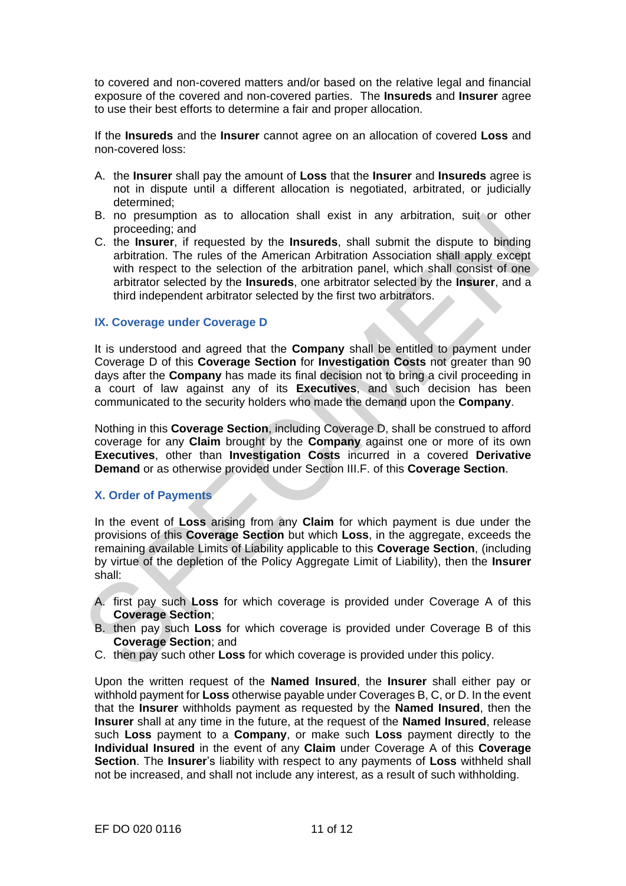to covered and non-covered matters and/or based on the relative legal and financial exposure of the covered and non-covered parties. The **Insureds** and **Insurer** agree to use their best efforts to determine a fair and proper allocation.

If the **Insureds** and the **Insurer** cannot agree on an allocation of covered **Loss** and non-covered loss:

A. the **Insurer** shall pay the amount of **Loss** that the **Insurer** and **Insureds** agree is not in dispute until a different allocation is negotiated, arbitrated, or judicially determined;
B. no presumption as to allocation shall exist in any arbitration, suit or other proceeding; and
C. the **Insurer**, if requested by the **Insureds**, shall submit the dispute to binding arbitration. The rules of the American Arbitration Association shall apply except with respect to the selection of the arbitration panel, which shall consist of one arbitrator selected by the **Insureds**, one arbitrator selected by the **Insurer**, and a third independent arbitrator selected by the first two arbitrators.

## IX. Coverage under Coverage D

It is understood and agreed that the **Company** shall be entitled to payment under Coverage D of this **Coverage Section** for **Investigation Costs** not greater than 90 days after the **Company** has made its final decision not to bring a civil proceeding in a court of law against any of its **Executives**, and such decision has been communicated to the security holders who made the demand upon the **Company**.

Nothing in this **Coverage Section**, including Coverage D, shall be construed to afford coverage for any **Claim** brought by the **Company** against one or more of its own **Executives**, other than **Investigation Costs** incurred in a covered **Derivative Demand** or as otherwise provided under Section III.F. of this **Coverage Section**.

## X. Order of Payments

In the event of **Loss** arising from any **Claim** for which payment is due under the provisions of this **Coverage Section** but which **Loss**, in the aggregate, exceeds the remaining available Limits of Liability applicable to this **Coverage Section**, (including by virtue of the depletion of the Policy Aggregate Limit of Liability), then the **Insurer** shall:

A. first pay such **Loss** for which coverage is provided under Coverage A of this **Coverage Section**;
B. then pay such **Loss** for which coverage is provided under Coverage B of this **Coverage Section**; and
C. then pay such other **Loss** for which coverage is provided under this policy.

Upon the written request of the **Named Insured**, the **Insurer** shall either pay or withhold payment for **Loss** otherwise payable under Coverages B, C, or D. In the event that the **Insurer** withholds payment as requested by the **Named Insured**, then the **Insurer** shall at any time in the future, at the request of the **Named Insured**, release such **Loss** payment to a **Company**, or make such **Loss** payment directly to the **Individual Insured** in the event of any **Claim** under Coverage A of this **Coverage Section**. The **Insurer**'s liability with respect to any payments of **Loss** withheld shall not be increased, and shall not include any interest, as a result of such withholding.

EF DO 020 0116